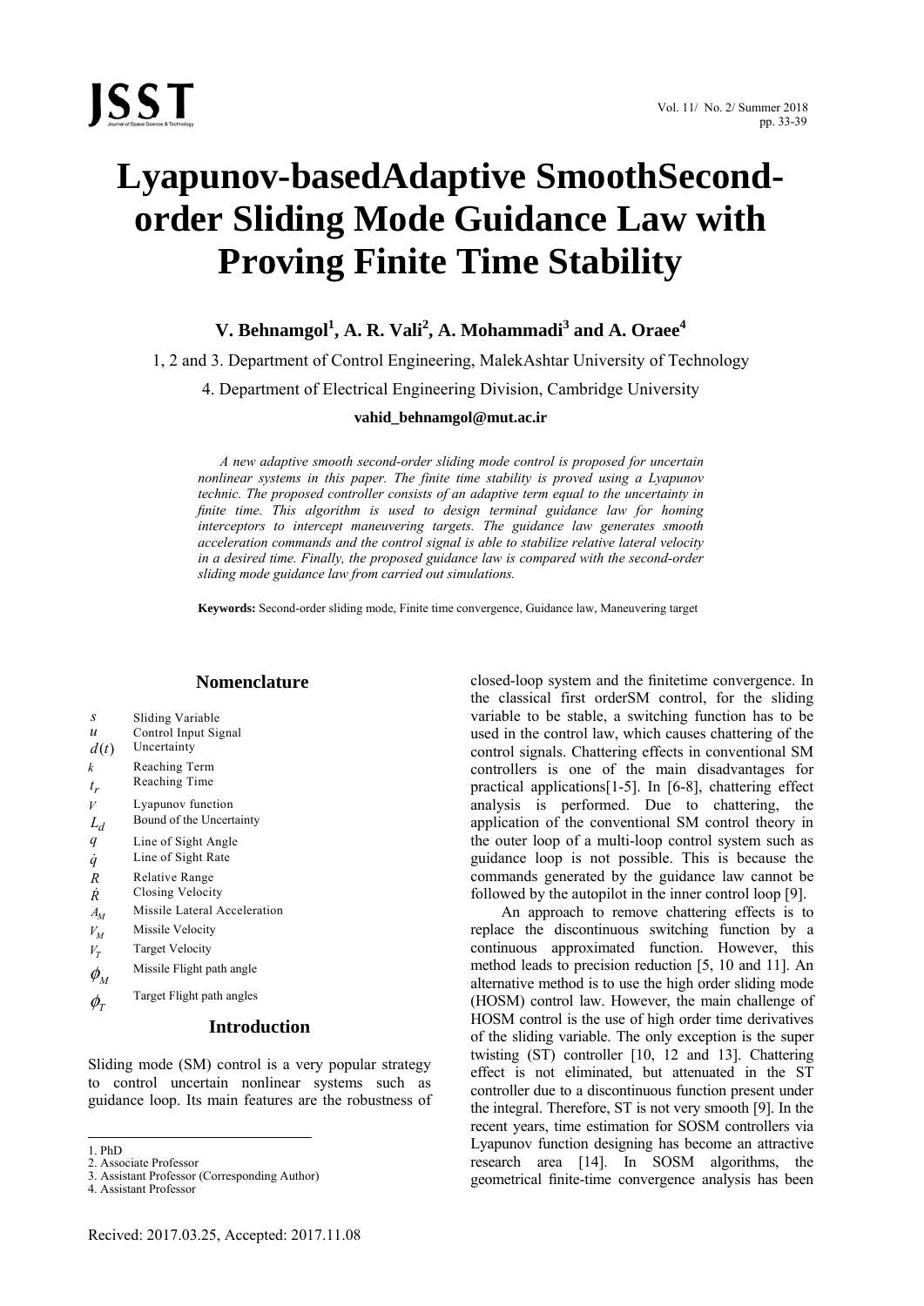# Lyapunov-basedAdaptive SmoothSecond-order Sliding Mode Guidance Law with Proving Finite Time Stability

**V. Behnamgol[1], A. R. Vali[2], A. Mohammadi[3] and A. Oraee[4]**

1, 2 and 3. Department of Control Engineering, MalekAshtar University of Technology

4. Department of Electrical Engineering Division, Cambridge University

**vahid_behnamgol@mut.ac.ir**

*A new adaptive smooth second-order sliding mode control is proposed for uncertain nonlinear systems in this paper. The finite time stability is proved using a Lyapunov technic. The proposed controller consists of an adaptive term equal to the uncertainty in finite time. This algorithm is used to design terminal guidance law for homing interceptors to intercept maneuvering targets. The guidance law generates smooth acceleration commands and the control signal is able to stabilize relative lateral velocity in a desired time. Finally, the proposed guidance law is compared with the second-order sliding mode guidance law from carried out simulations.*

**Keywords:** Second-order sliding mode, Finite time convergence, Guidance law, Maneuvering target

## Nomenclature

| | |
|---|---|
| $s$ | Sliding Variable |
| $u$ | Control Input Signal |
| $d(t)$ | Uncertainty |
| $k$ | Reaching Term |
| $t_r$ | Reaching Time |
| $V$ | Lyapunov function |
| $L_d$ | Bound of the Uncertainty |
| $q$ | Line of Sight Angle |
| $\dot{q}$ | Line of Sight Rate |
| $R$ | Relative Range |
| $\dot{R}$ | Closing Velocity |
| $A_M$ | Missile Lateral Acceleration |
| $V_M$ | Missile Velocity |
| $V_T$ | Target Velocity |
| $\phi_M$ | Missile Flight path angle |
| $\phi_T$ | Target Flight path angles |

## Introduction

Sliding mode (SM) control is a very popular strategy to control uncertain nonlinear systems such as guidance loop. Its main features are the robustness of closed-loop system and the finitetime convergence. In the classical first orderSM control, for the sliding variable to be stable, a switching function has to be used in the control law, which causes chattering of the control signals. Chattering effects in conventional SM controllers is one of the main disadvantages for practical applications[1-5]. In [6-8], chattering effect analysis is performed. Due to chattering, the application of the conventional SM control theory in the outer loop of a multi-loop control system such as guidance loop is not possible. This is because the commands generated by the guidance law cannot be followed by the autopilot in the inner control loop [9].

An approach to remove chattering effects is to replace the discontinuous switching function by a continuous approximated function. However, this method leads to precision reduction [5, 10 and 11]. An alternative method is to use the high order sliding mode (HOSM) control law. However, the main challenge of HOSM control is the use of high order time derivatives of the sliding variable. The only exception is the super twisting (ST) controller [10, 12 and 13]. Chattering effect is not eliminated, but attenuated in the ST controller due to a discontinuous function present under the integral. Therefore, ST is not very smooth [9]. In the recent years, time estimation for SOSM controllers via Lyapunov function designing has become an attractive research area [14]. In SOSM algorithms, the geometrical finite-time convergence analysis has been

1. PhD
2. Associate Professor
3. Assistant Professor (Corresponding Author)
4. Assistant Professor

Recived: 2017.03.25, Accepted: 2017.11.08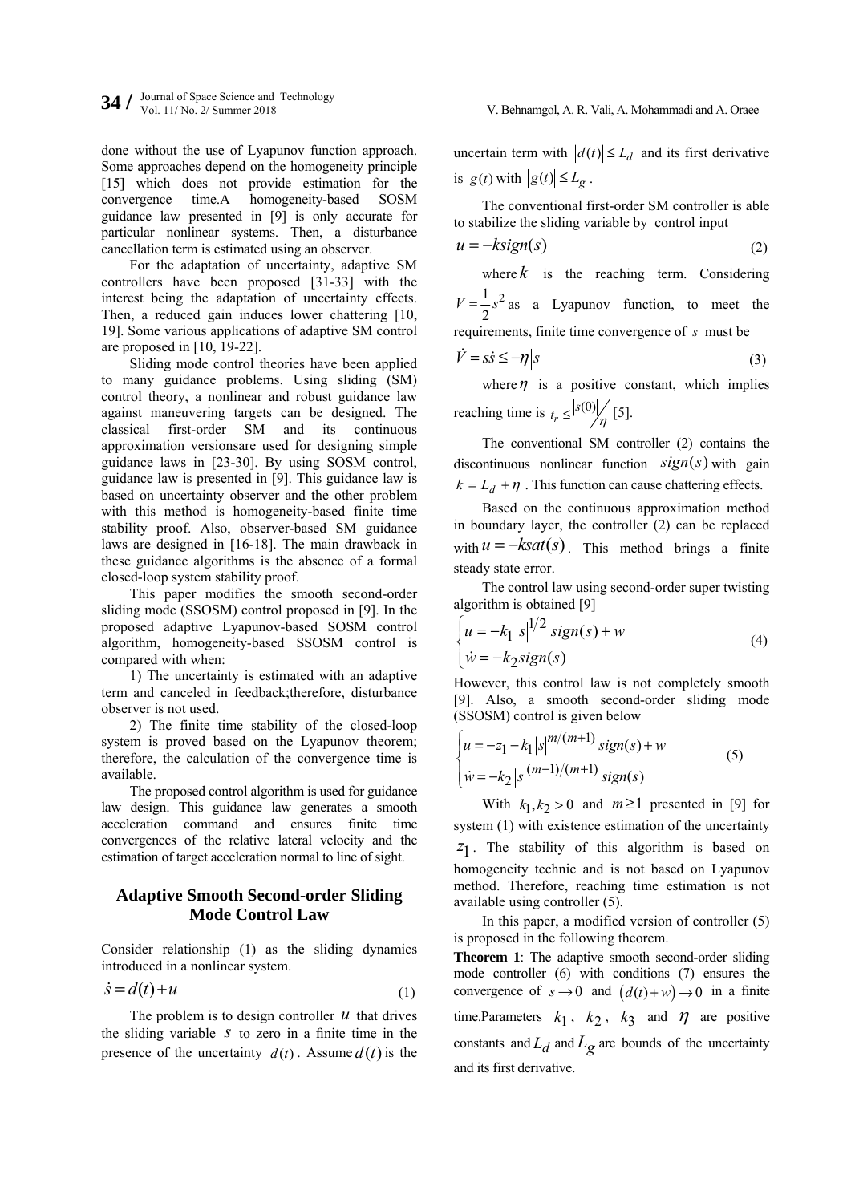done without the use of Lyapunov function approach. Some approaches depend on the homogeneity principle [15] which does not provide estimation for the convergence time.A homogeneity-based SOSM guidance law presented in [9] is only accurate for particular nonlinear systems. Then, a disturbance cancellation term is estimated using an observer.

For the adaptation of uncertainty, adaptive SM controllers have been proposed [31-33] with the interest being the adaptation of uncertainty effects. Then, a reduced gain induces lower chattering [10, 19]. Some various applications of adaptive SM control are proposed in [10, 19-22].

Sliding mode control theories have been applied to many guidance problems. Using sliding (SM) control theory, a nonlinear and robust guidance law against maneuvering targets can be designed. The classical first-order SM and its continuous approximation versionsare used for designing simple guidance laws in [23-30]. By using SOSM control, guidance law is presented in [9]. This guidance law is based on uncertainty observer and the other problem with this method is homogeneity-based finite time stability proof. Also, observer-based SM guidance laws are designed in [16-18]. The main drawback in these guidance algorithms is the absence of a formal closed-loop system stability proof.

This paper modifies the smooth second-order sliding mode (SSOSM) control proposed in [9]. In the proposed adaptive Lyapunov-based SOSM control algorithm, homogeneity-based SSOSM control is compared with when:

1) The uncertainty is estimated with an adaptive term and canceled in feedback;therefore, disturbance observer is not used.

2) The finite time stability of the closed-loop system is proved based on the Lyapunov theorem; therefore, the calculation of the convergence time is available.

The proposed control algorithm is used for guidance law design. This guidance law generates a smooth acceleration command and ensures finite time convergences of the relative lateral velocity and the estimation of target acceleration normal to line of sight.

## Adaptive Smooth Second-order Sliding Mode Control Law

Consider relationship (1) as the sliding dynamics introduced in a nonlinear system.

$$\dot{s} = d(t) + u \tag{1}$$

The problem is to design controller $u$ that drives the sliding variable $s$ to zero in a finite time in the presence of the uncertainty $d(t)$. Assume $d(t)$ is the uncertain term with $|d(t)| \le L_d$ and its first derivative is $g(t)$ with $|g(t)| \le L_g$.

The conventional first-order SM controller is able to stabilize the sliding variable by control input

$$u = -k sign(s) \tag{2}$$

where $k$ is the reaching term. Considering $V = \frac{1}{2}s^2$ as a Lyapunov function, to meet the requirements, finite time convergence of $s$ must be

$$\dot{V} = s\dot{s} \le -\eta |s| \tag{3}$$

where $\eta$ is a positive constant, which implies reaching time is $t_r \le |s(0)|/\eta$ [5].

The conventional SM controller (2) contains the discontinuous nonlinear function $sign(s)$ with gain $k = L_d + \eta$. This function can cause chattering effects.

Based on the continuous approximation method in boundary layer, the controller (2) can be replaced with $u = -k sat(s)$. This method brings a finite steady state error.

The control law using second-order super twisting algorithm is obtained [9]

$$\begin{cases} u = -k_1 |s|^{1/2} sign(s) + w \\ \dot{w} = -k_2 sign(s) \end{cases} \tag{4}$$

However, this control law is not completely smooth [9]. Also, a smooth second-order sliding mode (SSOSM) control is given below

$$\begin{cases} u = -z_1 - k_1 |s|^{m/(m+1)} sign(s) + w \\ \dot{w} = -k_2 |s|^{(m-1)/(m+1)} sign(s) \end{cases} \tag{5}$$

With $k_1, k_2 > 0$ and $m \ge 1$ presented in [9] for system (1) with existence estimation of the uncertainty $z_1$. The stability of this algorithm is based on homogeneity technic and is not based on Lyapunov method. Therefore, reaching time estimation is not available using controller (5).

In this paper, a modified version of controller (5) is proposed in the following theorem.

**Theorem 1**: The adaptive smooth second-order sliding mode controller (6) with conditions (7) ensures the convergence of $s \to 0$ and $(d(t) + w) \to 0$ in a finite time.Parameters $k_1$, $k_2$, $k_3$ and $\eta$ are positive constants and $L_d$ and $L_g$ are bounds of the uncertainty and its first derivative.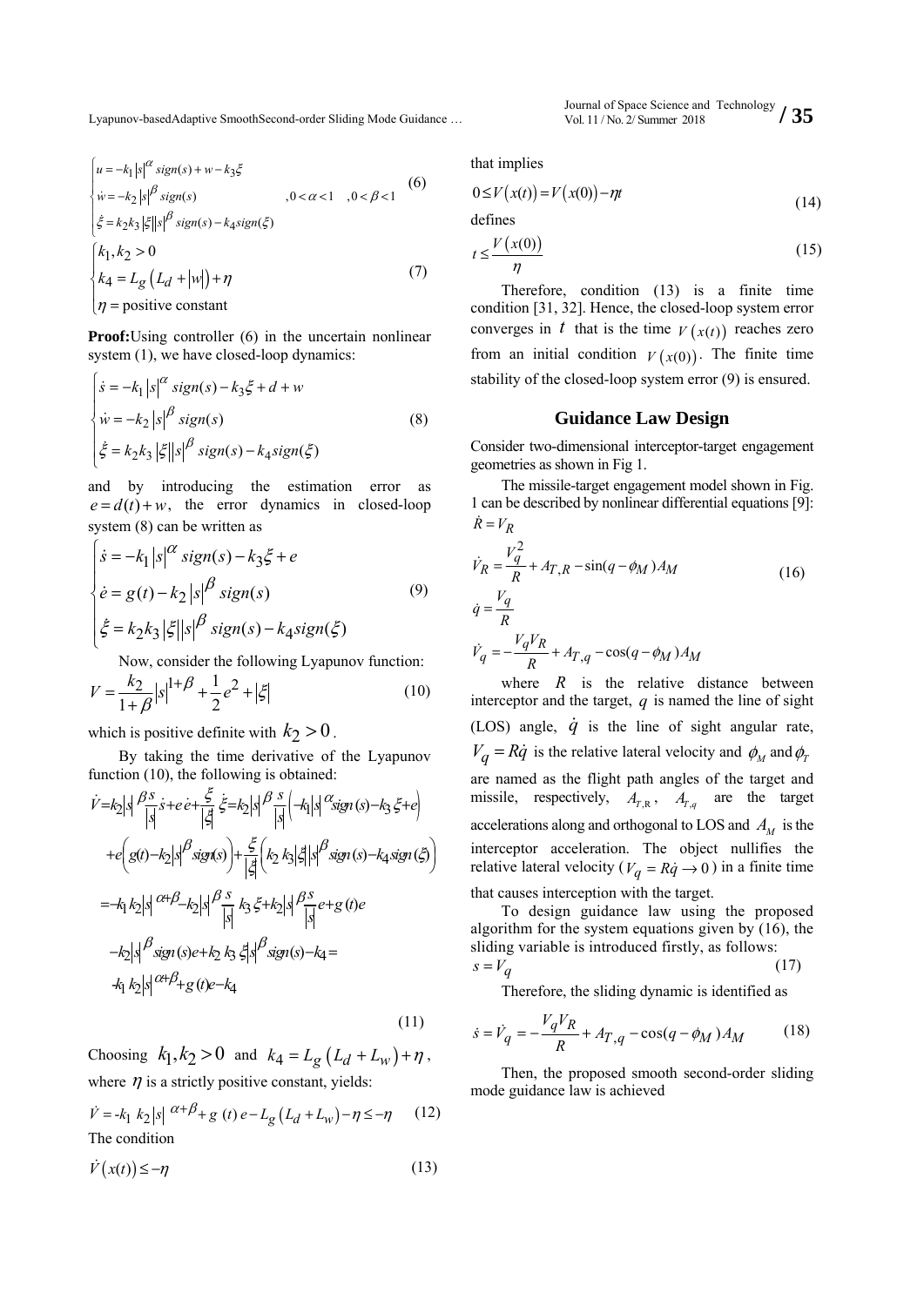$$\begin{cases} u = -k_1 |s|^{\alpha} sign(s) + w - k_3 \xi \\ \dot{w} = -k_2 |s|^{\beta} sign(s) \qquad ,0<\alpha<1 \quad ,0<\beta<1 \\ \dot{\xi} = k_2 k_3 |\xi| |s|^{\beta} sign(s) - k_4 sign(\xi) \end{cases} \tag{6}$$

$$\begin{cases} k_1, k_2 > 0 \\ k_4 = L_g \left( L_d + |w| \right) + \eta \\ \eta = \text{positive constant} \end{cases} \tag{7}$$

**Proof:** Using controller (6) in the uncertain nonlinear system (1), we have closed-loop dynamics:

$$\begin{cases} \dot{s} = -k_1 |s|^{\alpha} sign(s) - k_3 \xi + d + w \\ \dot{w} = -k_2 |s|^{\beta} sign(s) \\ \dot{\xi} = k_2 k_3 |\xi| |s|^{\beta} sign(s) - k_4 sign(\xi) \end{cases} \tag{8}$$

and by introducing the estimation error as $e = d(t) + w$, the error dynamics in closed-loop system (8) can be written as

$$\begin{cases} \dot{s} = -k_1 |s|^{\alpha} sign(s) - k_3 \xi + e \\ \dot{e} = g(t) - k_2 |s|^{\beta} sign(s) \\ \dot{\xi} = k_2 k_3 |\xi| |s|^{\beta} sign(s) - k_4 sign(\xi) \end{cases} \tag{9}$$

Now, consider the following Lyapunov function:

$$V = \frac{k_2}{1+\beta} |s|^{1+\beta} + \frac{1}{2} e^2 + |\xi| \tag{10}$$

which is positive definite with $k_2 > 0$.

By taking the time derivative of the Lyapunov function (10), the following is obtained:

$$\begin{aligned} \dot{V} &= k_2 |s|^{\beta} \frac{s}{|s|} \dot{s} + e \dot{e} + \frac{\xi}{|\xi|} \dot{\xi} = k_2 |s|^{\beta} \frac{s}{|s|} \left( -k_1 |s|^{\alpha} sign(s) - k_3 \xi + e \right) \\ &+ e \left( g(t) - k_2 |s|^{\beta} sign(s) \right) + \frac{\xi}{|\xi|} \left( k_2 k_3 |\xi| |s|^{\beta} sign(s) - k_4 sign(\xi) \right) \\ &= -k_1 k_2 |s|^{\alpha+\beta} - k_2 |s|^{\beta} \frac{s}{|s|} k_3 \xi + k_2 |s|^{\beta} \frac{s}{|s|} e + g(t) e \\ &- k_2 |s|^{\beta} sign(s) e + k_2 k_3 \xi |s|^{\beta} sign(s) - k_4 = \\ &-k_1 k_2 |s|^{\alpha+\beta} + g(t) e - k_4 \end{aligned} \tag{11}$$

Choosing $k_1, k_2 > 0$ and $k_4 = L_g \left( L_d + L_w \right) + \eta$, where $\eta$ is a strictly positive constant, yields:

$$\dot{V} = -k_1 k_2 |s|^{\alpha+\beta} + g(t) e - L_g \left( L_d + L_w \right) - \eta \le -\eta \tag{12}$$

The condition

$$\dot{V}\left( x(t) \right) \le -\eta \tag{13}$$

that implies

$$0 \le V\left( x(t) \right) = V\left( x(0) \right) - \eta t \tag{14}$$

defines

$$t \le \frac{V\left( x(0) \right)}{\eta} \tag{15}$$

Therefore, condition (13) is a finite time condition [31, 32]. Hence, the closed-loop system error converges in $t$ that is the time $V\left( x(t) \right)$ reaches zero from an initial condition $V\left( x(0) \right)$. The finite time stability of the closed-loop system error (9) is ensured.

## Guidance Law Design

Consider two-dimensional interceptor-target engagement geometries as shown in Fig 1.

The missile-target engagement model shown in Fig. 1 can be described by nonlinear differential equations [9]:

$$\begin{aligned} \dot{R} &= V_R \\ \dot{V}_R &= \frac{V_q^2}{R} + A_{T,R} - \sin(q - \phi_M) A_M \\ \dot{q} &= \frac{V_q}{R} \\ \dot{V}_q &= -\frac{V_q V_R}{R} + A_{T,q} - \cos(q - \phi_M) A_M \end{aligned} \tag{16}$$

where $R$ is the relative distance between interceptor and the target, $q$ is named the line of sight (LOS) angle, $\dot{q}$ is the line of sight angular rate, $V_q = R\dot{q}$ is the relative lateral velocity and $\phi_M$ and $\phi_T$ are named as the flight path angles of the target and missile, respectively, $A_{T,R}$, $A_{T,q}$ are the target accelerations along and orthogonal to LOS and $A_M$ is the interceptor acceleration. The object nullifies the relative lateral velocity ($V_q = R\dot{q} \to 0$) in a finite time that causes interception with the target.

To design guidance law using the proposed algorithm for the system equations given by (16), the sliding variable is introduced firstly, as follows:

$$s = V_q \tag{17}$$

Therefore, the sliding dynamic is identified as

$$\dot{s} = \dot{V}_q = -\frac{V_q V_R}{R} + A_{T,q} - \cos(q - \phi_M) A_M \tag{18}$$

Then, the proposed smooth second-order sliding mode guidance law is achieved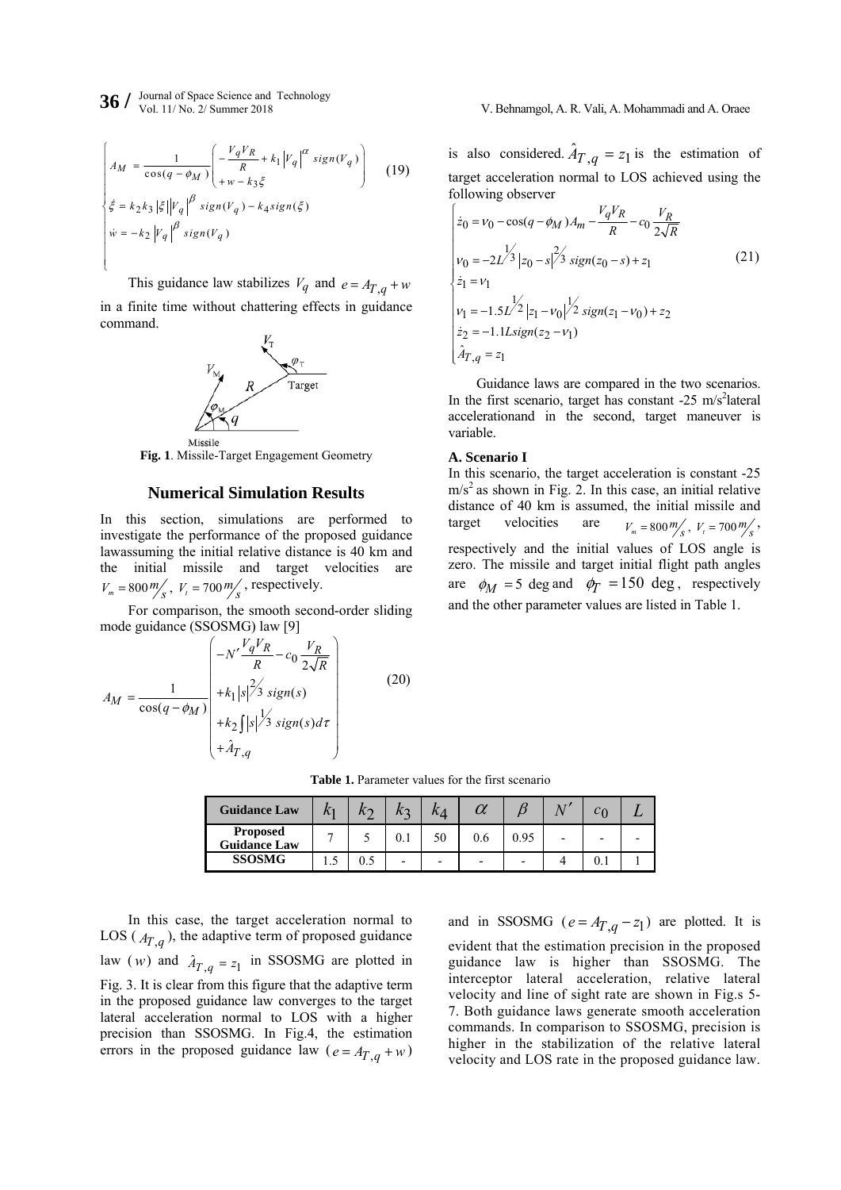$$
\begin{cases}
A_M = \dfrac{1}{\cos(q-\phi_M)}\begin{pmatrix} -\dfrac{V_q V_R}{R} + k_1 \left|V_q\right|^{\alpha} sign(V_q) \\ + w - k_3 \xi \end{pmatrix} \\
\dot{\xi} = k_2 k_3 \left|\xi\right| \left|V_q\right|^{\beta} sign(V_q) - k_4 sign(\xi) \\
\dot{w} = -k_2 \left|V_q\right|^{\beta} sign(V_q)
\end{cases} \tag{19}
$$

This guidance law stabilizes $V_q$ and $e = A_{T,q} + w$ in a finite time without chattering effects in guidance command.

$V_T$

$\varphi_T$

$V_M$

$R$

Target

$\varphi_M$

$q$

Missile

**Fig. 1**. Missile-Target Engagement Geometry

## Numerical Simulation Results

In this section, simulations are performed to investigate the performance of the proposed guidance lawassuming the initial relative distance is 40 km and the initial missile and target velocities are $V_m = 800\, m/s$, $V_t = 700\, m/s$, respectively.

For comparison, the smooth second-order sliding mode guidance (SSOSMG) law [9]

$$
A_M = \frac{1}{\cos(q-\phi_M)}\begin{pmatrix} -N' \dfrac{V_q V_R}{R} - c_0 \dfrac{V_R}{2\sqrt{R}} \\ + k_1 |s|^{2/3} sign(s) \\ + k_2 \int |s|^{1/3} sign(s) d\tau \\ + \hat{A}_{T,q} \end{pmatrix} \tag{20}
$$

is also considered. $\hat{A}_{T,q} = z_1$ is the estimation of target acceleration normal to LOS achieved using the following observer

$$
\begin{cases}
\dot{z}_0 = v_0 - \cos(q-\phi_M) A_m - \dfrac{V_q V_R}{R} - c_0 \dfrac{V_R}{2\sqrt{R}} \\
v_0 = -2L^{1/3} \left|z_0 - s\right|^{2/3} sign(z_0 - s) + z_1 \\
\dot{z}_1 = v_1 \\
v_1 = -1.5 L^{1/2} \left|z_1 - v_0\right|^{1/2} sign(z_1 - v_0) + z_2 \\
\dot{z}_2 = -1.1 L\, sign(z_2 - v_1) \\
\hat{A}_{T,q} = z_1
\end{cases} \tag{21}
$$

Guidance laws are compared in the two scenarios. In the first scenario, target has constant -25 m/s$^2$lateral accelerationand in the second, target maneuver is variable.

### A. Scenario I

In this scenario, the target acceleration is constant -25 m/s$^2$ as shown in Fig. 2. In this case, an initial relative distance of 40 km is assumed, the initial missile and target velocities are $V_m = 800\, m/s$, $V_t = 700\, m/s$, respectively and the initial values of LOS angle is zero. The missile and target initial flight path angles are $\phi_M = 5$ deg and $\phi_T = 150$ deg, respectively and the other parameter values are listed in Table 1.

**Table 1.** Parameter values for the first scenario

| Guidance Law | $k_1$ | $k_2$ | $k_3$ | $k_4$ | $\alpha$ | $\beta$ | $N'$ | $c_0$ | $L$ |
|---|---|---|---|---|---|---|---|---|---|
| **Proposed Guidance Law** | 7 | 5 | 0.1 | 50 | 0.6 | 0.95 | - | - | - |
| **SSOSMG** | 1.5 | 0.5 | - | - | - | - | 4 | 0.1 | 1 |

In this case, the target acceleration normal to LOS ($A_{T,q}$), the adaptive term of proposed guidance law ($w$) and $\hat{A}_{T,q} = z_1$ in SSOSMG are plotted in Fig. 3. It is clear from this figure that the adaptive term in the proposed guidance law converges to the target lateral acceleration normal to LOS with a higher precision than SSOSMG. In Fig.4, the estimation errors in the proposed guidance law ($e = A_{T,q} + w$) and in SSOSMG ($e = A_{T,q} - z_1$) are plotted. It is evident that the estimation precision in the proposed guidance law is higher than SSOSMG. The interceptor lateral acceleration, relative lateral velocity and line of sight rate are shown in Fig.s 5-7. Both guidance laws generate smooth acceleration commands. In comparison to SSOSMG, precision is higher in the stabilization of the relative lateral velocity and LOS rate in the proposed guidance law.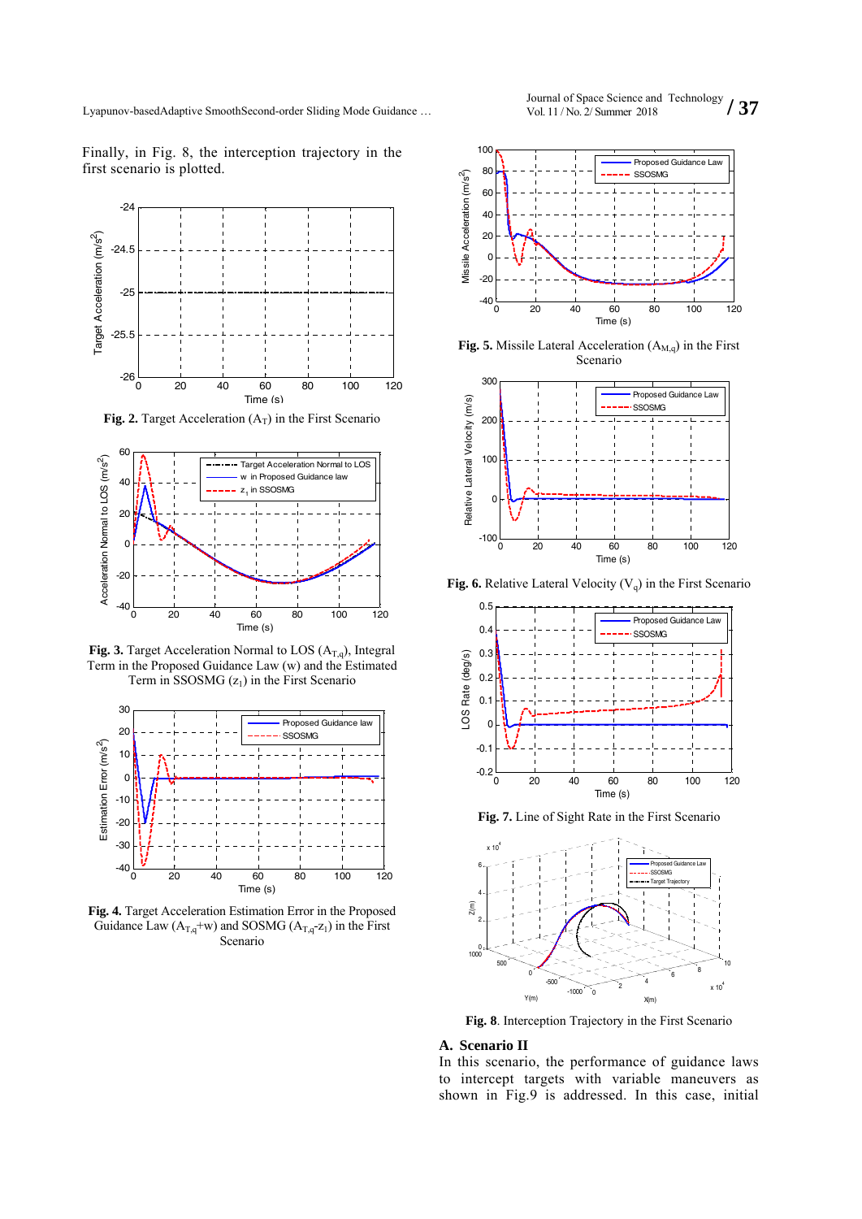Finally, in Fig. 8, the interception trajectory in the first scenario is plotted.

**Fig. 2.** Target Acceleration ($A_T$) in the First Scenario

**Fig. 3.** Target Acceleration Normal to LOS ($A_{T,q}$), Integral Term in the Proposed Guidance Law ($w$) and the Estimated Term in SSOSMG ($z_1$) in the First Scenario

**Fig. 4.** Target Acceleration Estimation Error in the Proposed Guidance Law ($A_{T,q}$+w) and SOSMG ($A_{T,q}$-$z_1$) in the First Scenario

**Fig. 5.** Missile Lateral Acceleration ($A_{M,q}$) in the First Scenario

**Fig. 6.** Relative Lateral Velocity ($V_q$) in the First Scenario

**Fig. 7.** Line of Sight Rate in the First Scenario

**Fig. 8**. Interception Trajectory in the First Scenario

### A. Scenario II

In this scenario, the performance of guidance laws to intercept targets with variable maneuvers as shown in Fig.9 is addressed. In this case, initial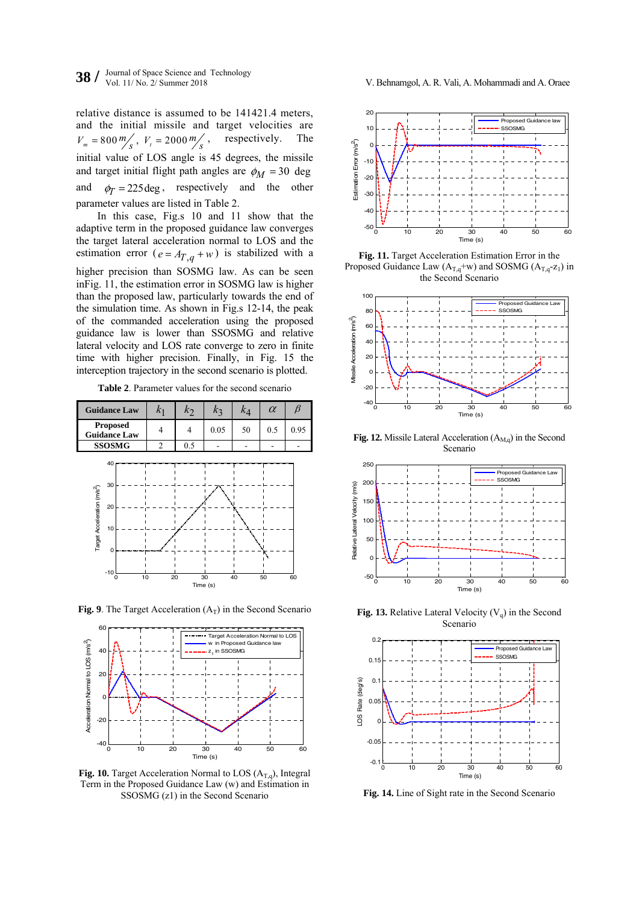relative distance is assumed to be 141421.4 meters, and the initial missile and target velocities are $V_m = 800\,m/s$, $V_t = 2000\,m/s$, respectively. The initial value of LOS angle is 45 degrees, the missile and target initial flight path angles are $\phi_M = 30$ deg and $\phi_T = 225$deg, respectively and the other parameter values are listed in Table 2.

In this case, Fig.s 10 and 11 show that the adaptive term in the proposed guidance law converges the target lateral acceleration normal to LOS and the estimation error ($e = A_{T,q} + w$) is stabilized with a higher precision than SOSMG law. As can be seen inFig. 11, the estimation error in SOSMG law is higher than the proposed law, particularly towards the end of the simulation time. As shown in Fig.s 12-14, the peak of the commanded acceleration using the proposed guidance law is lower than SSOSMG and relative lateral velocity and LOS rate converge to zero in finite time with higher precision. Finally, in Fig. 15 the interception trajectory in the second scenario is plotted.

**Table 2**. Parameter values for the second scenario

| Guidance Law | $k_1$ | $k_2$ | $k_3$ | $k_4$ | $\alpha$ | $\beta$ |
|---|---|---|---|---|---|---|
| Proposed Guidance Law | 4 | 4 | 0.05 | 50 | 0.5 | 0.95 |
| SSOSMG | 2 | 0.5 | - | - | - | - |

Target Acceleration (m/s^2)
Time (s)

**Fig. 9**. The Target Acceleration ($A_T$) in the Second Scenario

Acceleration Normal to LOS (m/s^2)
Target Acceleration Normal to LOS
w in Proposed Guidance law
z1 in SSOSMG
Time (s)

**Fig. 10.** Target Acceleration Normal to LOS ($A_{T,q}$), Integral Term in the Proposed Guidance Law (w) and Estimation in SSOSMG (z1) in the Second Scenario

Estimation Error (m/s^2)
Proposed Guidance law
SSOSMG
Time (s)

**Fig. 11.** Target Acceleration Estimation Error in the Proposed Guidance Law ($A_{T,q}$+w) and SOSMG ($A_{T,q}$-$z_1$) in the Second Scenario

Missile Acceleration (m/s^2)
Proposed Guidance Law
SSOSMG
Time (s)

**Fig. 12.** Missile Lateral Acceleration ($A_{M,q}$) in the Second Scenario

Relative Lateral Velocity (m/s)
Proposed Guidance Law
SSOSMG
Time (s)

**Fig. 13.** Relative Lateral Velocity ($V_q$) in the Second Scenario

LOS Rate (deg/s)
Proposed Guidance Law
SSOSMG
Time (s)

**Fig. 14.** Line of Sight rate in the Second Scenario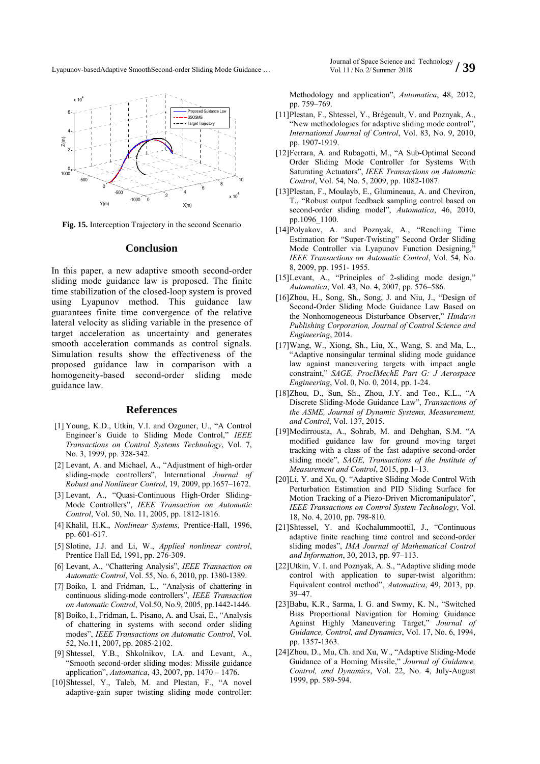x $10^4$

6

4

Z(m)

2

0

1000

500

0

-500

-1000

Y(m)

0

2

4

6

8

10

x $10^4$

X(m)

Proposed Guidance Law

SSOSMG

Target Trajectory

**Fig. 15.** Interception Trajectory in the second Scenario

## Conclusion

In this paper, a new adaptive smooth second-order sliding mode guidance law is proposed. The finite time stabilization of the closed-loop system is proved using Lyapunov method. This guidance law guarantees finite time convergence of the relative lateral velocity as sliding variable in the presence of target acceleration as uncertainty and generates smooth acceleration commands as control signals. Simulation results show the effectiveness of the proposed guidance law in comparison with a homogeneity-based second-order sliding mode guidance law.

## References

[1] Young, K.D., Utkin, V.I. and Ozguner, U., "A Control Engineer's Guide to Sliding Mode Control," *IEEE Transactions on Control Systems Technology*, Vol. 7, No. 3, 1999, pp. 328-342.

[2] Levant, A. and Michael, A., "Adjustment of high-order sliding-mode controllers", International *Journal of Robust and Nonlinear Control*, 19, 2009, pp.1657–1672.

[3] Levant, A., "Quasi-Continuous High-Order Sliding-Mode Controllers", *IEEE Transaction on Automatic Control*, Vol. 50, No. 11, 2005, pp. 1812-1816.

[4] Khalil, H.K., *Nonlinear Systems*, Prentice-Hall, 1996, pp. 601-617.

[5] Slotine, J.J. and Li, W., *Applied nonlinear control*, Prentice Hall Ed, 1991, pp. 276-309.

[6] Levant, A., "Chattering Analysis", *IEEE Transaction on Automatic Control*, Vol. 55, No. 6, 2010, pp. 1380-1389.

[7] Boiko, I. and Fridman, L., "Analysis of chattering in continuous sliding-mode controllers", *IEEE Transaction on Automatic Control*, Vol.50, No.9, 2005, pp.1442-1446.

[8] Boiko, I., Fridman, L. Pisano, A. and Usai, E., "Analysis of chattering in systems with second order sliding modes", *IEEE Transactions on Automatic Control*, Vol. 52, No.11, 2007, pp. 2085-2102.

[9] Shtessel, Y.B., Shkolnikov, I.A. and Levant, A., "Smooth second-order sliding modes: Missile guidance application", *Automatica*, 43, 2007, pp. 1470 – 1476.

[10] Shtessel, Y., Taleb, M. and Plestan, F., "A novel adaptive-gain super twisting sliding mode controller: Methodology and application", *Automatica*, 48, 2012, pp. 759–769.

[11] Plestan, F., Shtessel, Y., Brégeault, V. and Poznyak, A., "New methodologies for adaptive sliding mode control", *International Journal of Control*, Vol. 83, No. 9, 2010, pp. 1907-1919.

[12] Ferrara, A. and Rubagotti, M., "A Sub-Optimal Second Order Sliding Mode Controller for Systems With Saturating Actuators", *IEEE Transactions on Automatic Control*, Vol. 54, No. 5, 2009, pp. 1082-1087.

[13] Plestan, F., Moulayb, E., Glumineaua, A. and Cheviron, T., "Robust output feedback sampling control based on second-order sliding model", *Automatica*, 46, 2010, pp.1096_1100.

[14] Polyakov, A. and Poznyak, A., "Reaching Time Estimation for "Super-Twisting" Second Order Sliding Mode Controller via Lyapunov Function Designing," *IEEE Transactions on Automatic Control*, Vol. 54, No. 8, 2009, pp. 1951- 1955.

[15] Levant, A., "Principles of 2-sliding mode design," *Automatica*, Vol. 43, No. 4, 2007, pp. 576–586.

[16] Zhou, H., Song, Sh., Song, J. and Niu, J., "Design of Second-Order Sliding Mode Guidance Law Based on the Nonhomogeneous Disturbance Observer," *Hindawi Publishing Corporation, Journal of Control Science and Engineering*, 2014.

[17] Wang, W., Xiong, Sh., Liu, X., Wang, S. and Ma, L., "Adaptive nonsingular terminal sliding mode guidance law against maneuvering targets with impact angle constraint," *SAGE, ProcIMechE Part G: J Aerospace Engineering*, Vol. 0, No. 0, 2014, pp. 1-24.

[18] Zhou, D., Sun, Sh., Zhou, J.Y. and Teo., K.L., "A Discrete Sliding-Mode Guidance Law", *Transactions of the ASME, Journal of Dynamic Systems, Measurement, and Control*, Vol. 137, 2015.

[19] Modirrousta, A., Sohrab, M. and Dehghan, S.M. "A modified guidance law for ground moving target tracking with a class of the fast adaptive second-order sliding mode", *SAGE, Transactions of the Institute of Measurement and Control*, 2015, pp.1–13.

[20] Li, Y. and Xu, Q. "Adaptive Sliding Mode Control With Perturbation Estimation and PID Sliding Surface for Motion Tracking of a Piezo-Driven Micromanipulator", *IEEE Transactions on Control System Technology*, Vol. 18, No. 4, 2010, pp. 798-810.

[21] Shtessel, Y. and Kochalummoottil, J., "Continuous adaptive finite reaching time control and second-order sliding modes", *IMA Journal of Mathematical Control and Information*, 30, 2013, pp. 97–113.

[22] Utkin, V. I. and Poznyak, A. S., "Adaptive sliding mode control with application to super-twist algorithm: Equivalent control method", *Automatica*, 49, 2013, pp. 39–47.

[23] Babu, K.R., Sarma, I. G. and Swmy, K. N., "Switched Bias Proportional Navigation for Homing Guidance Against Highly Maneuvering Target," *Journal of Guidance, Control, and Dynamics*, Vol. 17, No. 6, 1994, pp. 1357-1363.

[24] Zhou, D., Mu, Ch. and Xu, W., "Adaptive Sliding-Mode Guidance of a Homing Missile," *Journal of Guidance, Control, and Dynamics*, Vol. 22, No. 4, July-August 1999, pp. 589-594.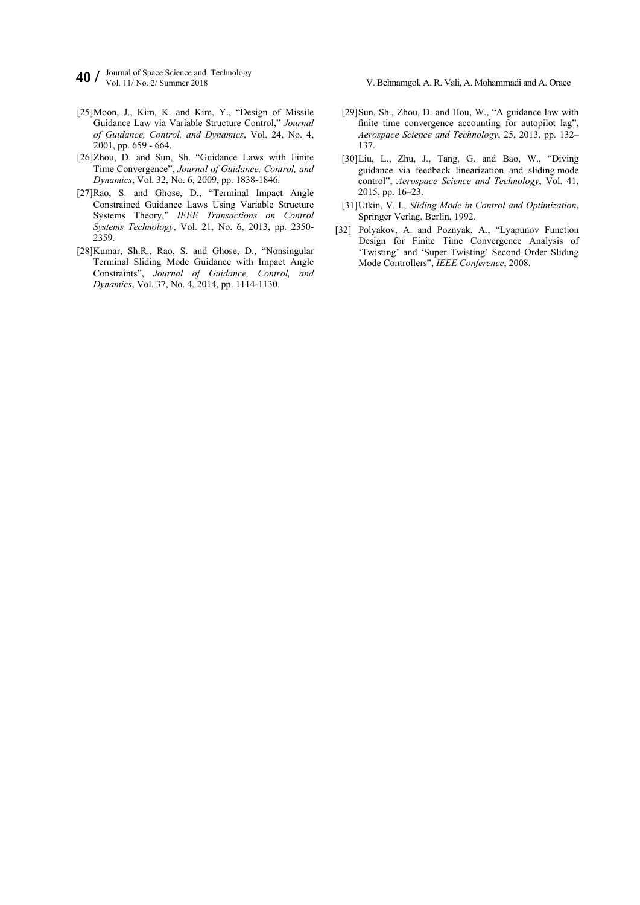[25]Moon, J., Kim, K. and Kim, Y., "Design of Missile Guidance Law via Variable Structure Control," *Journal of Guidance, Control, and Dynamics*, Vol. 24, No. 4, 2001, pp. 659 - 664.

[26]Zhou, D. and Sun, Sh. "Guidance Laws with Finite Time Convergence", *Journal of Guidance, Control, and Dynamics*, Vol. 32, No. 6, 2009, pp. 1838-1846.

[27]Rao, S. and Ghose, D., "Terminal Impact Angle Constrained Guidance Laws Using Variable Structure Systems Theory," *IEEE Transactions on Control Systems Technology*, Vol. 21, No. 6, 2013, pp. 2350-2359.

[28]Kumar, Sh.R., Rao, S. and Ghose, D., "Nonsingular Terminal Sliding Mode Guidance with Impact Angle Constraints", *Journal of Guidance, Control, and Dynamics*, Vol. 37, No. 4, 2014, pp. 1114-1130.

[29]Sun, Sh., Zhou, D. and Hou, W., "A guidance law with finite time convergence accounting for autopilot lag", *Aerospace Science and Technology*, 25, 2013, pp. 132–137.

[30]Liu, L., Zhu, J., Tang, G. and Bao, W., "Diving guidance via feedback linearization and sliding mode control", *Aerospace Science and Technology*, Vol. 41, 2015, pp. 16–23.

[31]Utkin, V. I., *Sliding Mode in Control and Optimization*, Springer Verlag, Berlin, 1992.

[32] Polyakov, A. and Poznyak, A., "Lyapunov Function Design for Finite Time Convergence Analysis of 'Twisting' and 'Super Twisting' Second Order Sliding Mode Controllers", *IEEE Conference*, 2008.